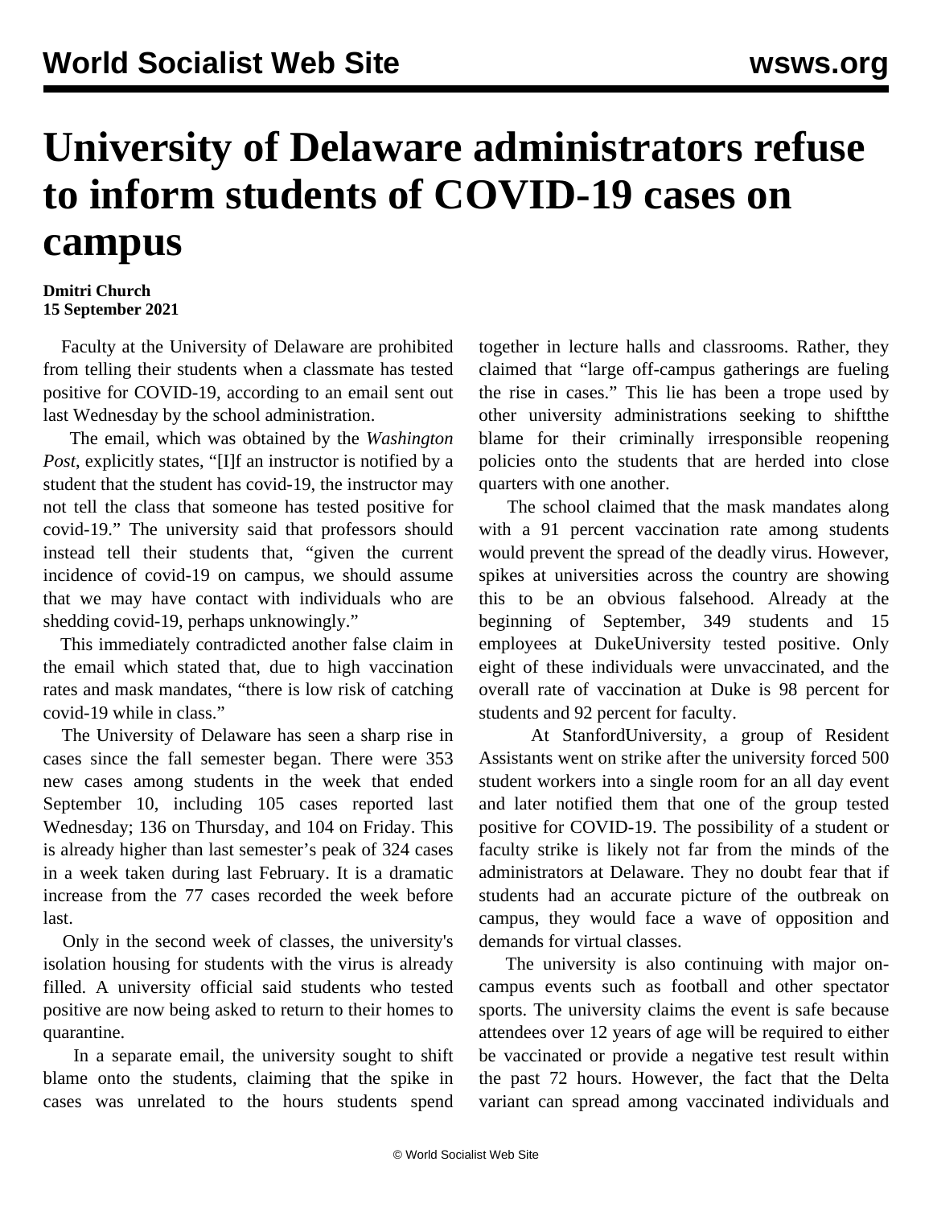# University of Delaware administrators refuse to inform students of COVID-19 cases on campus

**Dmitri Church**
**15 September 2021**

Faculty at the University of Delaware are prohibited from telling their students when a classmate has tested positive for COVID-19, according to an email sent out last Wednesday by the school administration.

The email, which was obtained by the *Washington Post*, explicitly states, "[I]f an instructor is notified by a student that the student has covid-19, the instructor may not tell the class that someone has tested positive for covid-19." The university said that professors should instead tell their students that, "given the current incidence of covid-19 on campus, we should assume that we may have contact with individuals who are shedding covid-19, perhaps unknowingly."

This immediately contradicted another false claim in the email which stated that, due to high vaccination rates and mask mandates, "there is low risk of catching covid-19 while in class."

The University of Delaware has seen a sharp rise in cases since the fall semester began. There were 353 new cases among students in the week that ended September 10, including 105 cases reported last Wednesday; 136 on Thursday, and 104 on Friday. This is already higher than last semester's peak of 324 cases in a week taken during last February. It is a dramatic increase from the 77 cases recorded the week before last.

Only in the second week of classes, the university's isolation housing for students with the virus is already filled. A university official said students who tested positive are now being asked to return to their homes to quarantine.

In a separate email, the university sought to shift blame onto the students, claiming that the spike in cases was unrelated to the hours students spend together in lecture halls and classrooms. Rather, they claimed that "large off-campus gatherings are fueling the rise in cases." This lie has been a trope used by other university administrations seeking to shiftthe blame for their criminally irresponsible reopening policies onto the students that are herded into close quarters with one another.

The school claimed that the mask mandates along with a 91 percent vaccination rate among students would prevent the spread of the deadly virus. However, spikes at universities across the country are showing this to be an obvious falsehood. Already at the beginning of September, 349 students and 15 employees at DukeUniversity tested positive. Only eight of these individuals were unvaccinated, and the overall rate of vaccination at Duke is 98 percent for students and 92 percent for faculty.

At StanfordUniversity, a group of Resident Assistants went on strike after the university forced 500 student workers into a single room for an all day event and later notified them that one of the group tested positive for COVID-19. The possibility of a student or faculty strike is likely not far from the minds of the administrators at Delaware. They no doubt fear that if students had an accurate picture of the outbreak on campus, they would face a wave of opposition and demands for virtual classes.

The university is also continuing with major on-campus events such as football and other spectator sports. The university claims the event is safe because attendees over 12 years of age will be required to either be vaccinated or provide a negative test result within the past 72 hours. However, the fact that the Delta variant can spread among vaccinated individuals and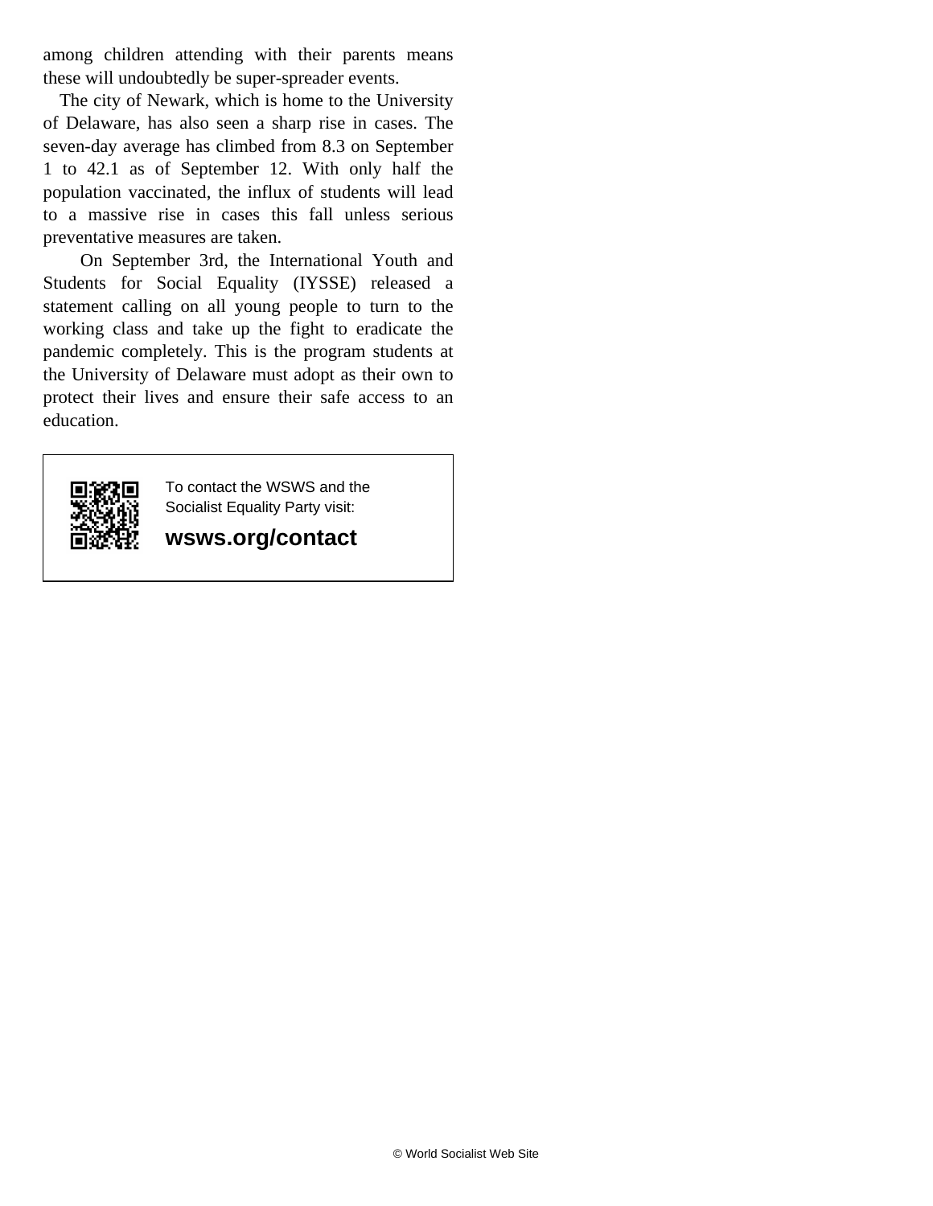among children attending with their parents means these will undoubtedly be super-spreader events.

The city of Newark, which is home to the University of Delaware, has also seen a sharp rise in cases. The seven-day average has climbed from 8.3 on September 1 to 42.1 as of September 12. With only half the population vaccinated, the influx of students will lead to a massive rise in cases this fall unless serious preventative measures are taken.

On September 3rd, the International Youth and Students for Social Equality (IYSSE) released a statement calling on all young people to turn to the working class and take up the fight to eradicate the pandemic completely. This is the program students at the University of Delaware must adopt as their own to protect their lives and ensure their safe access to an education.

To contact the WSWS and the Socialist Equality Party visit:

**wsws.org/contact**